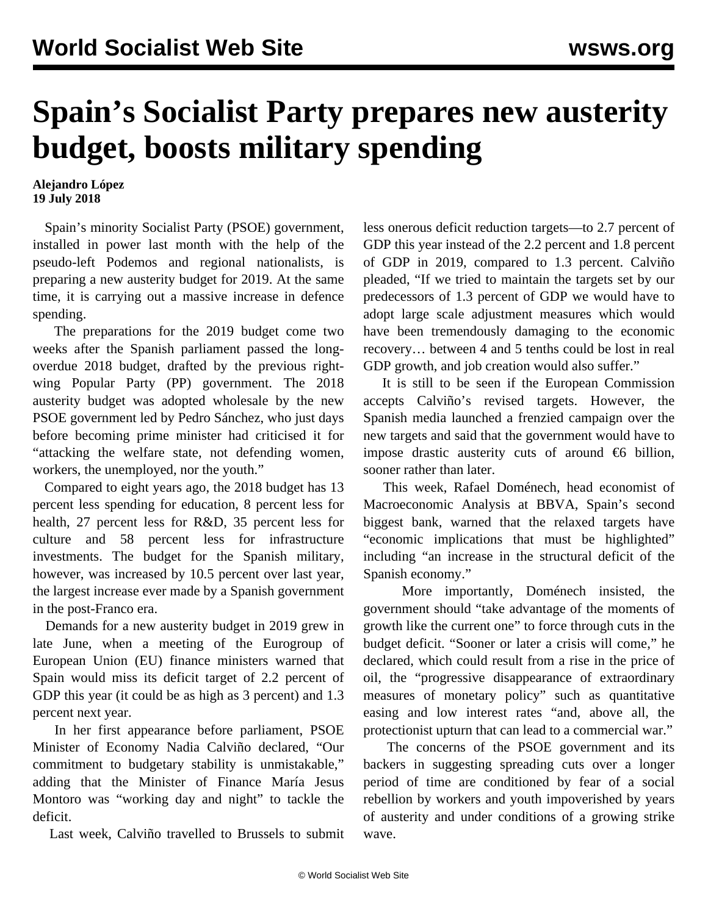# Spain's Socialist Party prepares new austerity budget, boosts military spending

**Alejandro López**
**19 July 2018**

Spain's minority Socialist Party (PSOE) government, installed in power last month with the help of the pseudo-left Podemos and regional nationalists, is preparing a new austerity budget for 2019. At the same time, it is carrying out a massive increase in defence spending.

The preparations for the 2019 budget come two weeks after the Spanish parliament passed the long-overdue 2018 budget, drafted by the previous right-wing Popular Party (PP) government. The 2018 austerity budget was adopted wholesale by the new PSOE government led by Pedro Sánchez, who just days before becoming prime minister had criticised it for "attacking the welfare state, not defending women, workers, the unemployed, nor the youth."

Compared to eight years ago, the 2018 budget has 13 percent less spending for education, 8 percent less for health, 27 percent less for R&D, 35 percent less for culture and 58 percent less for infrastructure investments. The budget for the Spanish military, however, was increased by 10.5 percent over last year, the largest increase ever made by a Spanish government in the post-Franco era.

Demands for a new austerity budget in 2019 grew in late June, when a meeting of the Eurogroup of European Union (EU) finance ministers warned that Spain would miss its deficit target of 2.2 percent of GDP this year (it could be as high as 3 percent) and 1.3 percent next year.

In her first appearance before parliament, PSOE Minister of Economy Nadia Calviño declared, "Our commitment to budgetary stability is unmistakable," adding that the Minister of Finance María Jesus Montoro was "working day and night" to tackle the deficit.

Last week, Calviño travelled to Brussels to submit less onerous deficit reduction targets—to 2.7 percent of GDP this year instead of the 2.2 percent and 1.8 percent of GDP in 2019, compared to 1.3 percent. Calviño pleaded, "If we tried to maintain the targets set by our predecessors of 1.3 percent of GDP we would have to adopt large scale adjustment measures which would have been tremendously damaging to the economic recovery… between 4 and 5 tenths could be lost in real GDP growth, and job creation would also suffer."

It is still to be seen if the European Commission accepts Calviño's revised targets. However, the Spanish media launched a frenzied campaign over the new targets and said that the government would have to impose drastic austerity cuts of around €6 billion, sooner rather than later.

This week, Rafael Doménech, head economist of Macroeconomic Analysis at BBVA, Spain's second biggest bank, warned that the relaxed targets have "economic implications that must be highlighted" including "an increase in the structural deficit of the Spanish economy."

More importantly, Doménech insisted, the government should "take advantage of the moments of growth like the current one" to force through cuts in the budget deficit. "Sooner or later a crisis will come," he declared, which could result from a rise in the price of oil, the "progressive disappearance of extraordinary measures of monetary policy" such as quantitative easing and low interest rates "and, above all, the protectionist upturn that can lead to a commercial war."

The concerns of the PSOE government and its backers in suggesting spreading cuts over a longer period of time are conditioned by fear of a social rebellion by workers and youth impoverished by years of austerity and under conditions of a growing strike wave.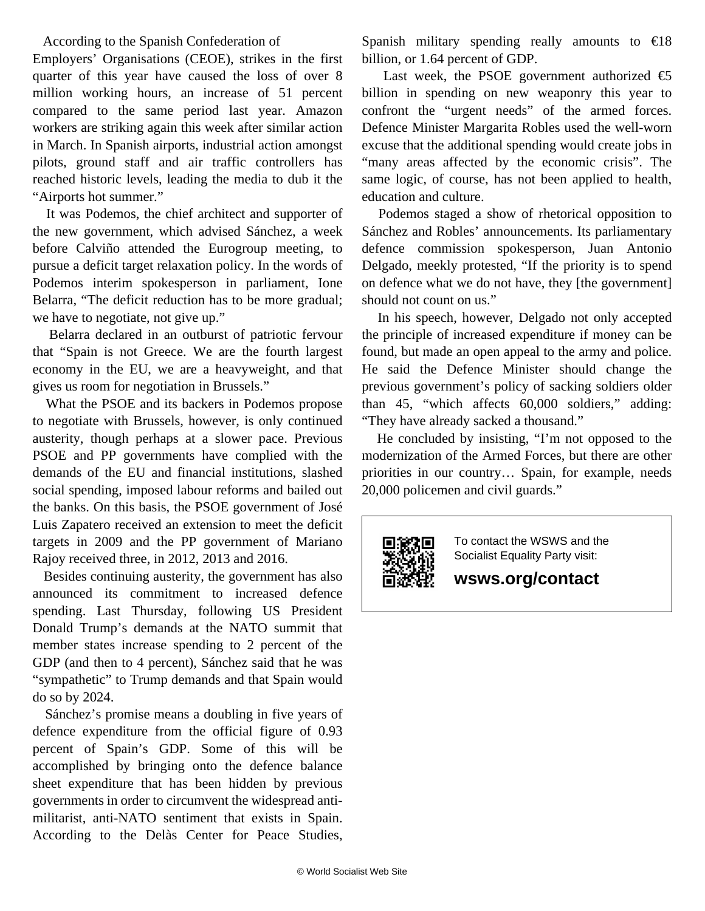According to the Spanish Confederation of Employers' Organisations (CEOE), strikes in the first quarter of this year have caused the loss of over 8 million working hours, an increase of 51 percent compared to the same period last year. Amazon workers are striking again this week after similar action in March. In Spanish airports, industrial action amongst pilots, ground staff and air traffic controllers has reached historic levels, leading the media to dub it the "Airports hot summer."

It was Podemos, the chief architect and supporter of the new government, which advised Sánchez, a week before Calviño attended the Eurogroup meeting, to pursue a deficit target relaxation policy. In the words of Podemos interim spokesperson in parliament, Ione Belarra, "The deficit reduction has to be more gradual; we have to negotiate, not give up."

Belarra declared in an outburst of patriotic fervour that "Spain is not Greece. We are the fourth largest economy in the EU, we are a heavyweight, and that gives us room for negotiation in Brussels."

What the PSOE and its backers in Podemos propose to negotiate with Brussels, however, is only continued austerity, though perhaps at a slower pace. Previous PSOE and PP governments have complied with the demands of the EU and financial institutions, slashed social spending, imposed labour reforms and bailed out the banks. On this basis, the PSOE government of José Luis Zapatero received an extension to meet the deficit targets in 2009 and the PP government of Mariano Rajoy received three, in 2012, 2013 and 2016.

Besides continuing austerity, the government has also announced its commitment to increased defence spending. Last Thursday, following US President Donald Trump's demands at the NATO summit that member states increase spending to 2 percent of the GDP (and then to 4 percent), Sánchez said that he was "sympathetic" to Trump demands and that Spain would do so by 2024.

Sánchez's promise means a doubling in five years of defence expenditure from the official figure of 0.93 percent of Spain's GDP. Some of this will be accomplished by bringing onto the defence balance sheet expenditure that has been hidden by previous governments in order to circumvent the widespread anti-militarist, anti-NATO sentiment that exists in Spain. According to the Delàs Center for Peace Studies, Spanish military spending really amounts to €18 billion, or 1.64 percent of GDP.

Last week, the PSOE government authorized €5 billion in spending on new weaponry this year to confront the "urgent needs" of the armed forces. Defence Minister Margarita Robles used the well-worn excuse that the additional spending would create jobs in "many areas affected by the economic crisis". The same logic, of course, has not been applied to health, education and culture.

Podemos staged a show of rhetorical opposition to Sánchez and Robles' announcements. Its parliamentary defence commission spokesperson, Juan Antonio Delgado, meekly protested, "If the priority is to spend on defence what we do not have, they [the government] should not count on us."

In his speech, however, Delgado not only accepted the principle of increased expenditure if money can be found, but made an open appeal to the army and police. He said the Defence Minister should change the previous government's policy of sacking soldiers older than 45, "which affects 60,000 soldiers," adding: "They have already sacked a thousand."

He concluded by insisting, "I'm not opposed to the modernization of the Armed Forces, but there are other priorities in our country… Spain, for example, needs 20,000 policemen and civil guards."

To contact the WSWS and the Socialist Equality Party visit:

**wsws.org/contact**